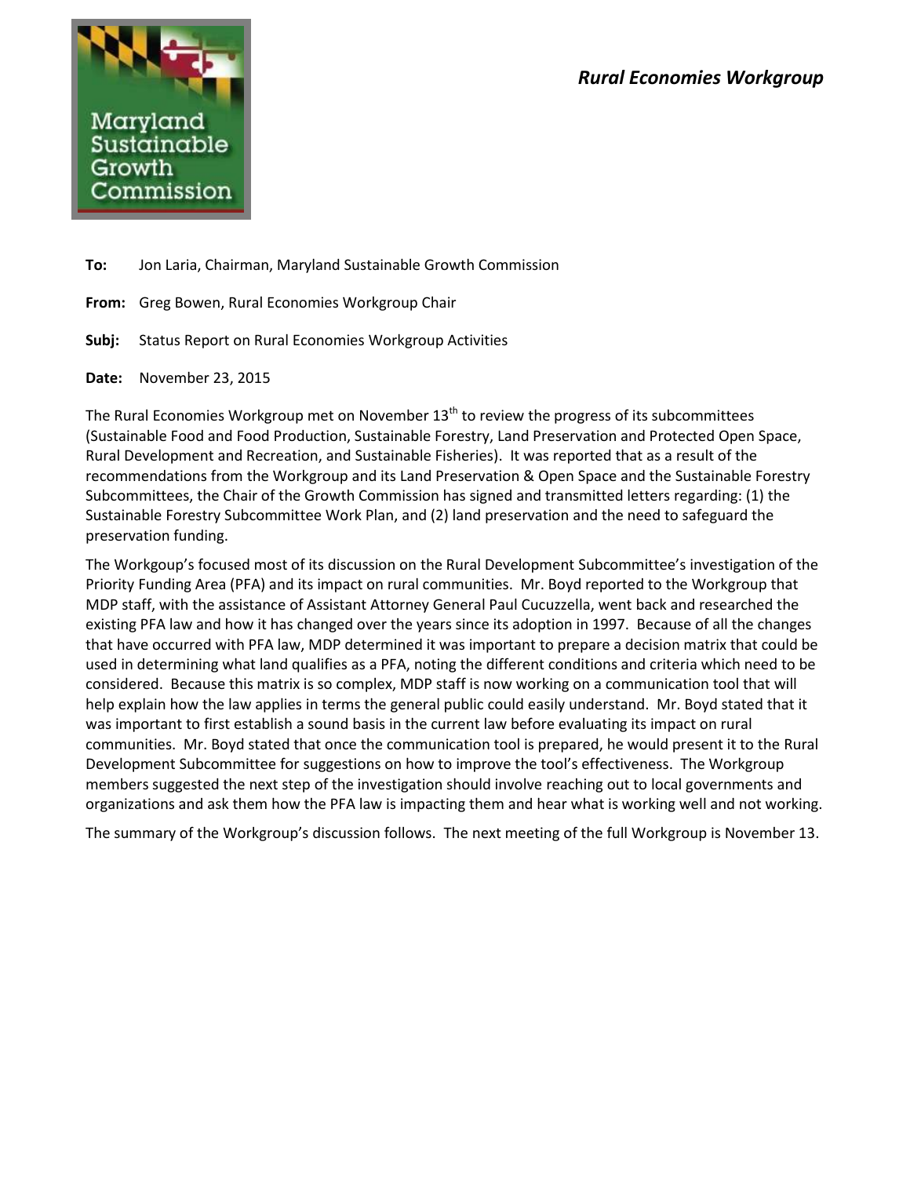*Rural Economies Workgroup*

Maryland Sustainable Growth Commission

**To:** Jon Laria, Chairman, Maryland Sustainable Growth Commission

**From:** Greg Bowen, Rural Economies Workgroup Chair

**Subj:** Status Report on Rural Economies Workgroup Activities

**Date:** November 23, 2015

The Rural Economies Workgroup met on November 13th to review the progress of its subcommittees (Sustainable Food and Food Production, Sustainable Forestry, Land Preservation and Protected Open Space, Rural Development and Recreation, and Sustainable Fisheries). It was reported that as a result of the recommendations from the Workgroup and its Land Preservation & Open Space and the Sustainable Forestry Subcommittees, the Chair of the Growth Commission has signed and transmitted letters regarding: (1) the Sustainable Forestry Subcommittee Work Plan, and (2) land preservation and the need to safeguard the preservation funding.

The Workgoup's focused most of its discussion on the Rural Development Subcommittee's investigation of the Priority Funding Area (PFA) and its impact on rural communities. Mr. Boyd reported to the Workgroup that MDP staff, with the assistance of Assistant Attorney General Paul Cucuzzella, went back and researched the existing PFA law and how it has changed over the years since its adoption in 1997. Because of all the changes that have occurred with PFA law, MDP determined it was important to prepare a decision matrix that could be used in determining what land qualifies as a PFA, noting the different conditions and criteria which need to be considered. Because this matrix is so complex, MDP staff is now working on a communication tool that will help explain how the law applies in terms the general public could easily understand. Mr. Boyd stated that it was important to first establish a sound basis in the current law before evaluating its impact on rural communities. Mr. Boyd stated that once the communication tool is prepared, he would present it to the Rural Development Subcommittee for suggestions on how to improve the tool's effectiveness. The Workgroup members suggested the next step of the investigation should involve reaching out to local governments and organizations and ask them how the PFA law is impacting them and hear what is working well and not working.

The summary of the Workgroup's discussion follows. The next meeting of the full Workgroup is November 13.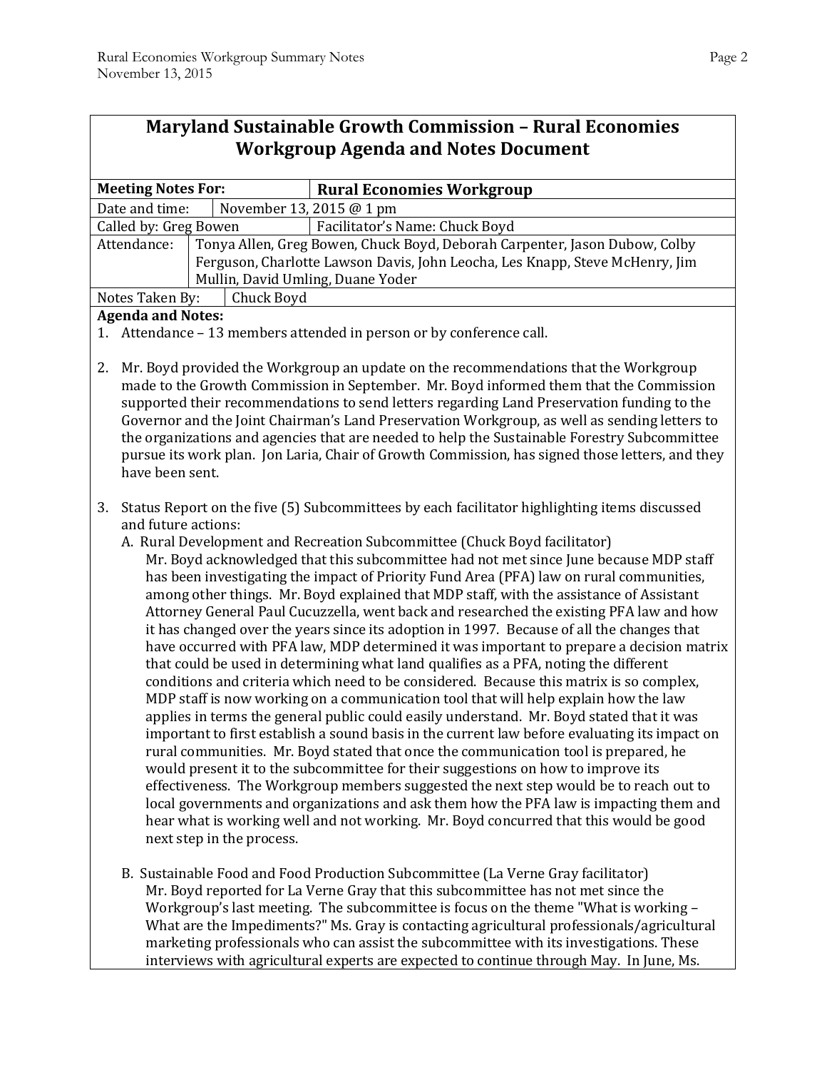## Maryland Sustainable Growth Commission – Rural Economies Workgroup Agenda and Notes Document

| **Meeting Notes For:** | **Rural Economies Workgroup** |
|---|---|
| Date and time: | November 13, 2015 @ 1 pm |
| Called by: Greg Bowen | Facilitator's Name: Chuck Boyd |
| Attendance: | Tonya Allen, Greg Bowen, Chuck Boyd, Deborah Carpenter, Jason Dubow, Colby Ferguson, Charlotte Lawson Davis, John Leocha, Les Knapp, Steve McHenry, Jim Mullin, David Umling, Duane Yoder |
| Notes Taken By: | Chuck Boyd |

**Agenda and Notes:**

1. Attendance – 13 members attended in person or by conference call.

2. Mr. Boyd provided the Workgroup an update on the recommendations that the Workgroup made to the Growth Commission in September. Mr. Boyd informed them that the Commission supported their recommendations to send letters regarding Land Preservation funding to the Governor and the Joint Chairman's Land Preservation Workgroup, as well as sending letters to the organizations and agencies that are needed to help the Sustainable Forestry Subcommittee pursue its work plan. Jon Laria, Chair of Growth Commission, has signed those letters, and they have been sent.

3. Status Report on the five (5) Subcommittees by each facilitator highlighting items discussed and future actions:

   A. Rural Development and Recreation Subcommittee (Chuck Boyd facilitator)
   Mr. Boyd acknowledged that this subcommittee had not met since June because MDP staff has been investigating the impact of Priority Fund Area (PFA) law on rural communities, among other things. Mr. Boyd explained that MDP staff, with the assistance of Assistant Attorney General Paul Cucuzzella, went back and researched the existing PFA law and how it has changed over the years since its adoption in 1997. Because of all the changes that have occurred with PFA law, MDP determined it was important to prepare a decision matrix that could be used in determining what land qualifies as a PFA, noting the different conditions and criteria which need to be considered. Because this matrix is so complex, MDP staff is now working on a communication tool that will help explain how the law applies in terms the general public could easily understand. Mr. Boyd stated that it was important to first establish a sound basis in the current law before evaluating its impact on rural communities. Mr. Boyd stated that once the communication tool is prepared, he would present it to the subcommittee for their suggestions on how to improve its effectiveness. The Workgroup members suggested the next step would be to reach out to local governments and organizations and ask them how the PFA law is impacting them and hear what is working well and not working. Mr. Boyd concurred that this would be good next step in the process.

   B. Sustainable Food and Food Production Subcommittee (La Verne Gray facilitator)
   Mr. Boyd reported for La Verne Gray that this subcommittee has not met since the Workgroup's last meeting. The subcommittee is focus on the theme "What is working – What are the Impediments?" Ms. Gray is contacting agricultural professionals/agricultural marketing professionals who can assist the subcommittee with its investigations. These interviews with agricultural experts are expected to continue through May. In June, Ms.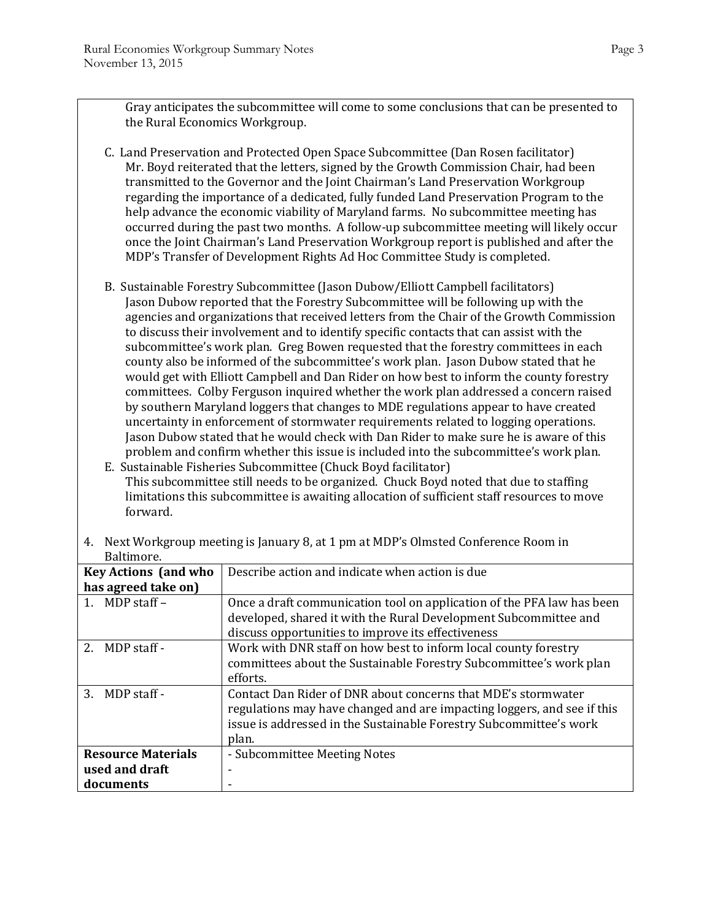Gray anticipates the subcommittee will come to some conclusions that can be presented to the Rural Economics Workgroup.

C. Land Preservation and Protected Open Space Subcommittee (Dan Rosen facilitator)
Mr. Boyd reiterated that the letters, signed by the Growth Commission Chair, had been transmitted to the Governor and the Joint Chairman's Land Preservation Workgroup regarding the importance of a dedicated, fully funded Land Preservation Program to the help advance the economic viability of Maryland farms. No subcommittee meeting has occurred during the past two months. A follow-up subcommittee meeting will likely occur once the Joint Chairman's Land Preservation Workgroup report is published and after the MDP's Transfer of Development Rights Ad Hoc Committee Study is completed.

B. Sustainable Forestry Subcommittee (Jason Dubow/Elliott Campbell facilitators)
Jason Dubow reported that the Forestry Subcommittee will be following up with the agencies and organizations that received letters from the Chair of the Growth Commission to discuss their involvement and to identify specific contacts that can assist with the subcommittee's work plan. Greg Bowen requested that the forestry committees in each county also be informed of the subcommittee's work plan. Jason Dubow stated that he would get with Elliott Campbell and Dan Rider on how best to inform the county forestry committees. Colby Ferguson inquired whether the work plan addressed a concern raised by southern Maryland loggers that changes to MDE regulations appear to have created uncertainty in enforcement of stormwater requirements related to logging operations. Jason Dubow stated that he would check with Dan Rider to make sure he is aware of this problem and confirm whether this issue is included into the subcommittee's work plan.

E. Sustainable Fisheries Subcommittee (Chuck Boyd facilitator)
This subcommittee still needs to be organized. Chuck Boyd noted that due to staffing limitations this subcommittee is awaiting allocation of sufficient staff resources to move forward.

4. Next Workgroup meeting is January 8, at 1 pm at MDP's Olmsted Conference Room in Baltimore.

| **Key Actions (and who has agreed take on)** | Describe action and indicate when action is due |
|---|---|
| 1. MDP staff – | Once a draft communication tool on application of the PFA law has been developed, shared it with the Rural Development Subcommittee and discuss opportunities to improve its effectiveness |
| 2. MDP staff - | Work with DNR staff on how best to inform local county forestry committees about the Sustainable Forestry Subcommittee's work plan efforts. |
| 3. MDP staff - | Contact Dan Rider of DNR about concerns that MDE's stormwater regulations may have changed and are impacting loggers, and see if this issue is addressed in the Sustainable Forestry Subcommittee's work plan. |
| **Resource Materials used and draft documents** | - Subcommittee Meeting Notes<br>-<br>- |